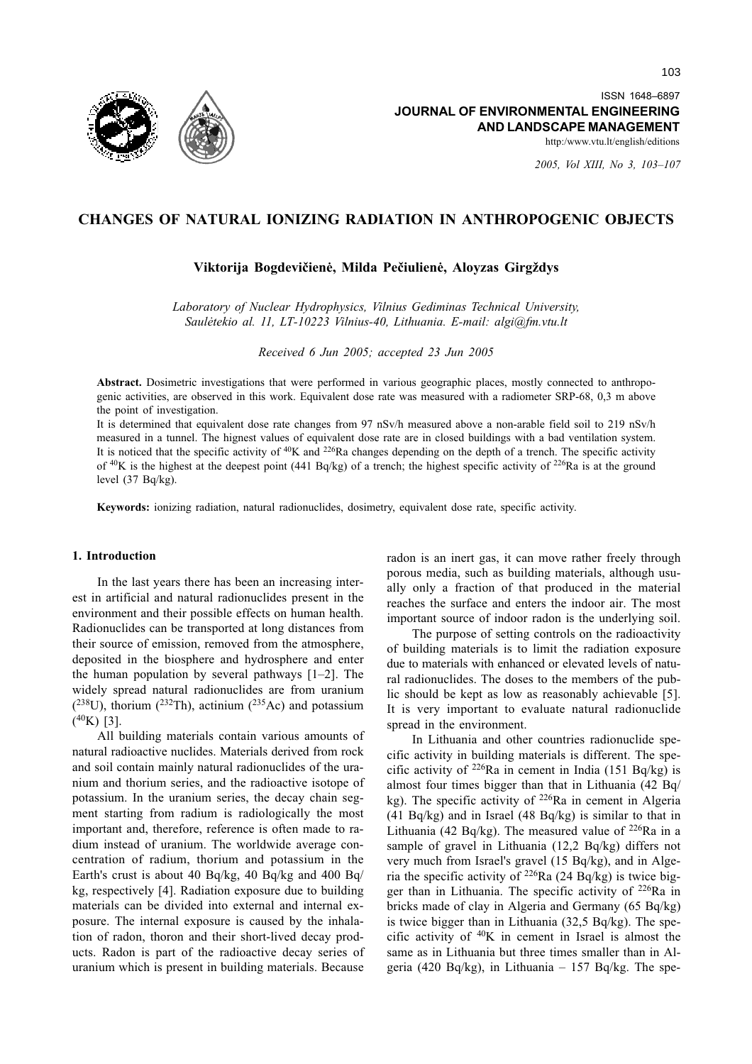ISSN 1648–6897

**JOURNAL OF ENVIRONMENTAL ENGINEERING AND LANDSCAPE MANAGEMENT**

http:/www.vtu.lt/english/editions

# CHANGES OF NATURAL IONIZING RADIATION IN ANTHROPOGENIC OBJECTS

**Viktorija Bogdevičienė, Milda Pečiulienė, Aloyzas Girgždys**

*Laboratory of Nuclear Hydrophysics, Vilnius Gediminas Technical University, Saulėtekio al. 11, LT-10223 Vilnius-40, Lithuania. E-mail: algi@fm.vtu.lt*

*Received 6 Jun 2005; accepted 23 Jun 2005*

**Abstract.** Dosimetric investigations that were performed in various geographic places, mostly connected to anthropogenic activities, are observed in this work. Equivalent dose rate was measured with a radiometer SRP-68, 0,3 m above the point of investigation.

It is determined that equivalent dose rate changes from 97 nSv/h measured above a non-arable field soil to 219 nSv/h measured in a tunnel. The hignest values of equivalent dose rate are in closed buildings with a bad ventilation system. It is noticed that the specific activity of $^{40}K$ and $^{226}Ra$ changes depending on the depth of a trench. The specific activity of $^{40}K$ is the highest at the deepest point (441 Bq/kg) of a trench; the highest specific activity of $^{226}Ra$ is at the ground level (37 Bq/kg).

**Keywords:** ionizing radiation, natural radionuclides, dosimetry, equivalent dose rate, specific activity.

## 1. Introduction

In the last years there has been an increasing interest in artificial and natural radionuclides present in the environment and their possible effects on human health. Radionuclides can be transported at long distances from their source of emission, removed from the atmosphere, deposited in the biosphere and hydrosphere and enter the human population by several pathways [1–2]. The widely spread natural radionuclides are from uranium ($^{238}U$), thorium ($^{232}Th$), actinium ($^{235}Ac$) and potassium ($^{40}K$) [3].

All building materials contain various amounts of natural radioactive nuclides. Materials derived from rock and soil contain mainly natural radionuclides of the uranium and thorium series, and the radioactive isotope of potassium. In the uranium series, the decay chain segment starting from radium is radiologically the most important and, therefore, reference is often made to radium instead of uranium. The worldwide average concentration of radium, thorium and potassium in the Earth's crust is about 40 Bq/kg, 40 Bq/kg and 400 Bq/kg, respectively [4]. Radiation exposure due to building materials can be divided into external and internal exposure. The internal exposure is caused by the inhalation of radon, thoron and their short-lived decay products. Radon is part of the radioactive decay series of uranium which is present in building materials. Because radon is an inert gas, it can move rather freely through porous media, such as building materials, although usually only a fraction of that produced in the material reaches the surface and enters the indoor air. The most important source of indoor radon is the underlying soil.

The purpose of setting controls on the radioactivity of building materials is to limit the radiation exposure due to materials with enhanced or elevated levels of natural radionuclides. The doses to the members of the public should be kept as low as reasonably achievable [5]. It is very important to evaluate natural radionuclide spread in the environment.

In Lithuania and other countries radionuclide specific activity in building materials is different. The specific activity of $^{226}Ra$ in cement in India (151 Bq/kg) is almost four times bigger than that in Lithuania (42 Bq/kg). The specific activity of $^{226}Ra$ in cement in Algeria (41 Bq/kg) and in Israel (48 Bq/kg) is similar to that in Lithuania (42 Bq/kg). The measured value of $^{226}Ra$ in a sample of gravel in Lithuania (12,2 Bq/kg) differs not very much from Israel's gravel (15 Bq/kg), and in Algeria the specific activity of $^{226}Ra$ (24 Bq/kg) is twice bigger than in Lithuania. The specific activity of $^{226}Ra$ in bricks made of clay in Algeria and Germany (65 Bq/kg) is twice bigger than in Lithuania (32,5 Bq/kg). The specific activity of $^{40}K$ in cement in Israel is almost the same as in Lithuania but three times smaller than in Algeria (420 Bq/kg), in Lithuania – 157 Bq/kg. The spe-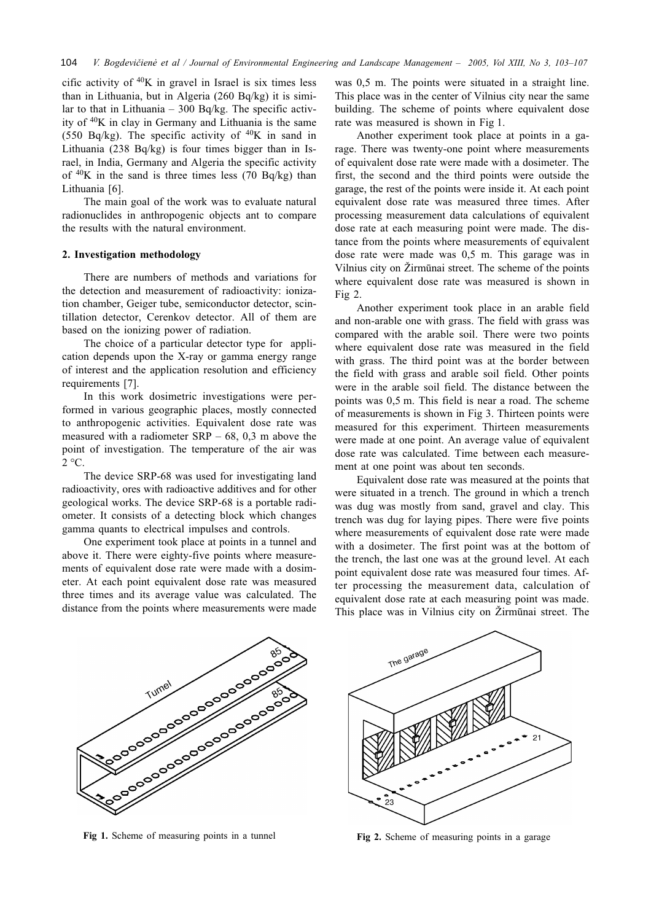cific activity of $^{40}K$ in gravel in Israel is six times less than in Lithuania, but in Algeria (260 Bq/kg) it is similar to that in Lithuania – 300 Bq/kg. The specific activity of $^{40}K$ in clay in Germany and Lithuania is the same (550 Bq/kg). The specific activity of $^{40}K$ in sand in Lithuania (238 Bq/kg) is four times bigger than in Israel, in India, Germany and Algeria the specific activity of $^{40}K$ in the sand is three times less (70 Bq/kg) than Lithuania [6].

The main goal of the work was to evaluate natural radionuclides in anthropogenic objects ant to compare the results with the natural environment.

## 2. Investigation methodology

There are numbers of methods and variations for the detection and measurement of radioactivity: ionization chamber, Geiger tube, semiconductor detector, scintillation detector, Cerenkov detector. All of them are based on the ionizing power of radiation.

The choice of a particular detector type for application depends upon the X-ray or gamma energy range of interest and the application resolution and efficiency requirements [7].

In this work dosimetric investigations were performed in various geographic places, mostly connected to anthropogenic activities. Equivalent dose rate was measured with a radiometer SRP – 68, 0,3 m above the point of investigation. The temperature of the air was 2 °C.

The device SRP-68 was used for investigating land radioactivity, ores with radioactive additives and for other geological works. The device SRP-68 is a portable radiometer. It consists of a detecting block which changes gamma quants to electrical impulses and controls.

One experiment took place at points in a tunnel and above it. There were eighty-five points where measurements of equivalent dose rate were made with a dosimeter. At each point equivalent dose rate was measured three times and its average value was calculated. The distance from the points where measurements were made was 0,5 m. The points were situated in a straight line. This place was in the center of Vilnius city near the same building. The scheme of points where equivalent dose rate was measured is shown in Fig 1.

Another experiment took place at points in a garage. There was twenty-one point where measurements of equivalent dose rate were made with a dosimeter. The first, the second and the third points were outside the garage, the rest of the points were inside it. At each point equivalent dose rate was measured three times. After processing measurement data calculations of equivalent dose rate at each measuring point were made. The distance from the points where measurements of equivalent dose rate were made was 0,5 m. This garage was in Vilnius city on Žirmūnai street. The scheme of the points where equivalent dose rate was measured is shown in Fig 2.

Another experiment took place in an arable field and non-arable one with grass. The field with grass was compared with the arable soil. There were two points where equivalent dose rate was measured in the field with grass. The third point was at the border between the field with grass and arable soil field. Other points were in the arable soil field. The distance between the points was 0,5 m. This field is near a road. The scheme of measurements is shown in Fig 3. Thirteen points were measured for this experiment. Thirteen measurements were made at one point. An average value of equivalent dose rate was calculated. Time between each measurement at one point was about ten seconds.

Equivalent dose rate was measured at the points that were situated in a trench. The ground in which a trench was dug was mostly from sand, gravel and clay. This trench was dug for laying pipes. There were five points where measurements of equivalent dose rate were made with a dosimeter. The first point was at the bottom of the trench, the last one was at the ground level. At each point equivalent dose rate was measured four times. After processing the measurement data, calculation of equivalent dose rate at each measuring point was made. This place was in Vilnius city on Žirmūnai street. The

**Fig 1.** Scheme of measuring points in a tunnel

**Fig 2.** Scheme of measuring points in a garage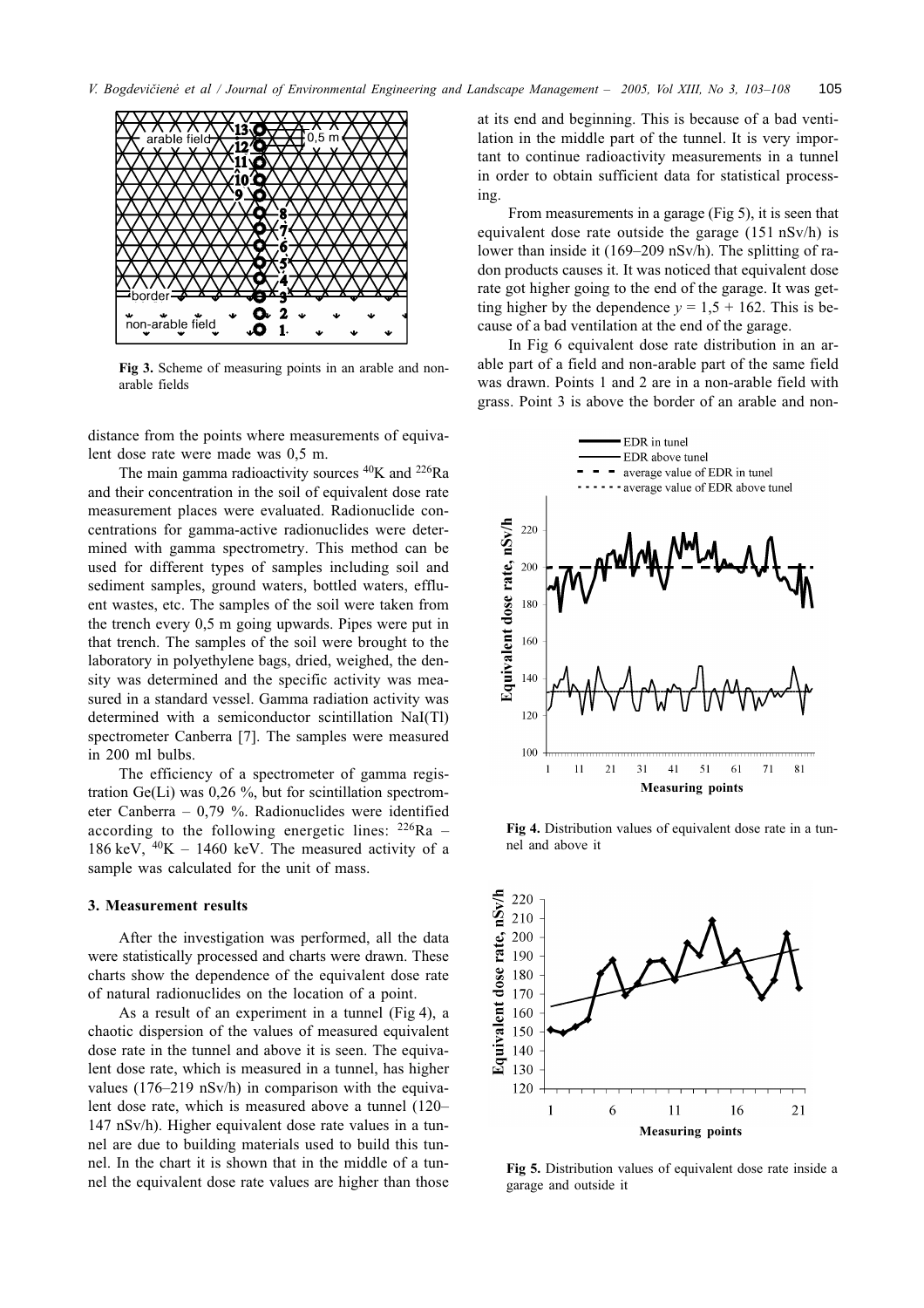Fig 3. Scheme of measuring points in an arable and non-arable fields

distance from the points where measurements of equivalent dose rate were made was 0,5 m.

The main gamma radioactivity sources $^{40}K$ and $^{226}Ra$ and their concentration in the soil of equivalent dose rate measurement places were evaluated. Radionuclide concentrations for gamma-active radionuclides were determined with gamma spectrometry. This method can be used for different types of samples including soil and sediment samples, ground waters, bottled waters, effluent wastes, etc. The samples of the soil were taken from the trench every 0,5 m going upwards. Pipes were put in that trench. The samples of the soil were brought to the laboratory in polyethylene bags, dried, weighed, the density was determined and the specific activity was measured in a standard vessel. Gamma radiation activity was determined with a semiconductor scintillation NaI(Tl) spectrometer Canberra [7]. The samples were measured in 200 ml bulbs.

The efficiency of a spectrometer of gamma registration Ge(Li) was 0,26 %, but for scintillation spectrometer Canberra – 0,79 %. Radionuclides were identified according to the following energetic lines: $^{226}Ra$ – 186 keV, $^{40}K$ – 1460 keV. The measured activity of a sample was calculated for the unit of mass.

## 3. Measurement results

After the investigation was performed, all the data were statistically processed and charts were drawn. These charts show the dependence of the equivalent dose rate of natural radionuclides on the location of a point.

As a result of an experiment in a tunnel (Fig 4), a chaotic dispersion of the values of measured equivalent dose rate in the tunnel and above it is seen. The equivalent dose rate, which is measured in a tunnel, has higher values (176–219 nSv/h) in comparison with the equivalent dose rate, which is measured above a tunnel (120–147 nSv/h). Higher equivalent dose rate values in a tunnel are due to building materials used to build this tunnel. In the chart it is shown that in the middle of a tunnel the equivalent dose rate values are higher than those at its end and beginning. This is because of a bad ventilation in the middle part of the tunnel. It is very important to continue radioactivity measurements in a tunnel in order to obtain sufficient data for statistical processing.

From measurements in a garage (Fig 5), it is seen that equivalent dose rate outside the garage (151 nSv/h) is lower than inside it (169–209 nSv/h). The splitting of radon products causes it. It was noticed that equivalent dose rate got higher going to the end of the garage. It was getting higher by the dependence $y = 1{,}5 + 162$. This is because of a bad ventilation at the end of the garage.

In Fig 6 equivalent dose rate distribution in an arable part of a field and non-arable part of the same field was drawn. Points 1 and 2 are in a non-arable field with grass. Point 3 is above the border of an arable and non-

Fig 4. Distribution values of equivalent dose rate in a tunnel and above it

Fig 5. Distribution values of equivalent dose rate inside a garage and outside it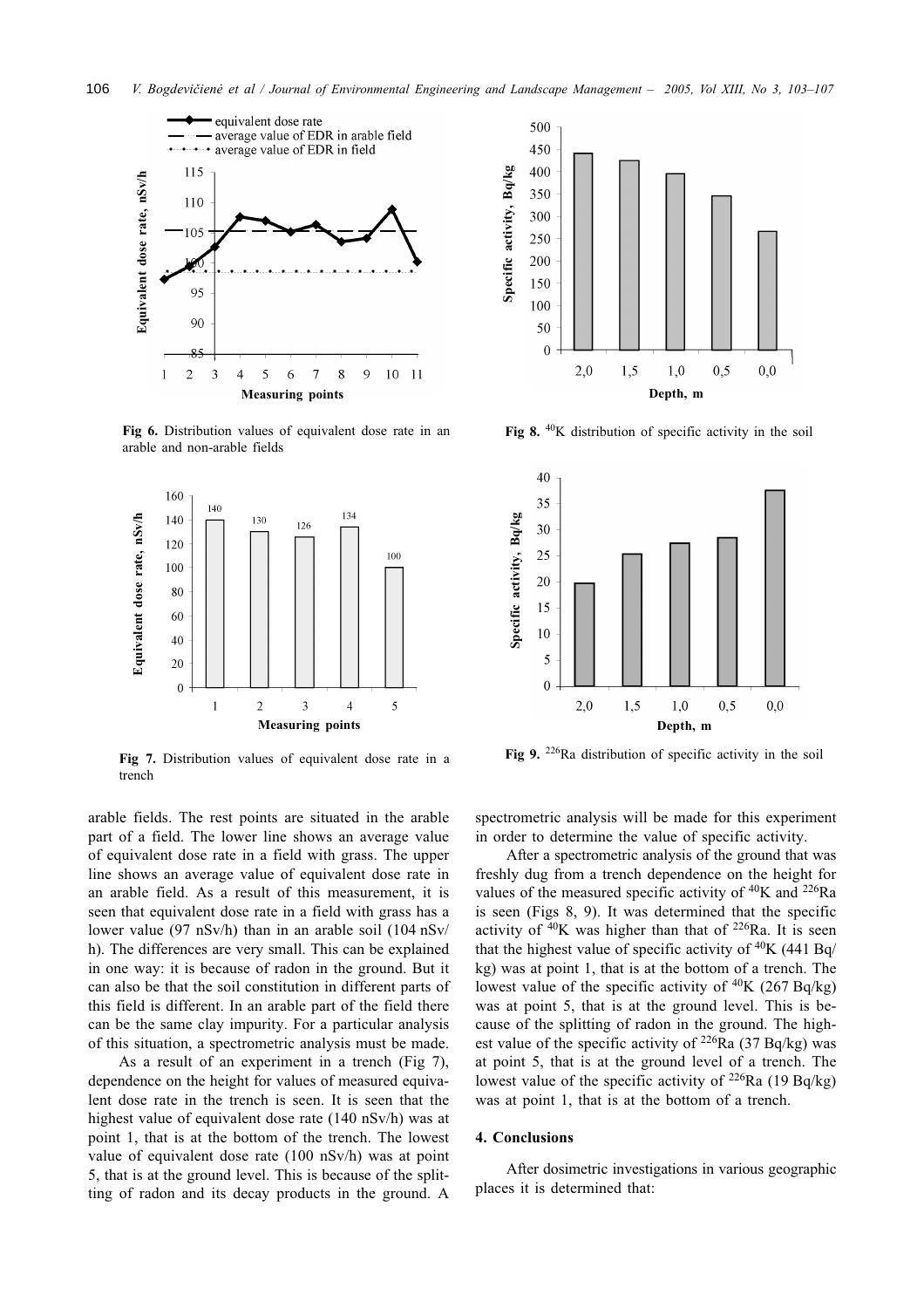Fig 6. Distribution values of equivalent dose rate in an arable and non-arable fields

Fig 7. Distribution values of equivalent dose rate in a trench

Fig 8. $^{40}K$ distribution of specific activity in the soil

Fig 9. $^{226}Ra$ distribution of specific activity in the soil

arable fields. The rest points are situated in the arable part of a field. The lower line shows an average value of equivalent dose rate in a field with grass. The upper line shows an average value of equivalent dose rate in an arable field. As a result of this measurement, it is seen that equivalent dose rate in a field with grass has a lower value (97 nSv/h) than in an arable soil (104 nSv/h). The differences are very small. This can be explained in one way: it is because of radon in the ground. But it can also be that the soil constitution in different parts of this field is different. In an arable part of the field there can be the same clay impurity. For a particular analysis of this situation, a spectrometric analysis must be made.

As a result of an experiment in a trench (Fig 7), dependence on the height for values of measured equivalent dose rate in the trench is seen. It is seen that the highest value of equivalent dose rate (140 nSv/h) was at point 1, that is at the bottom of the trench. The lowest value of equivalent dose rate (100 nSv/h) was at point 5, that is at the ground level. This is because of the splitting of radon and its decay products in the ground. A spectrometric analysis will be made for this experiment in order to determine the value of specific activity.

After a spectrometric analysis of the ground that was freshly dug from a trench dependence on the height for values of the measured specific activity of $^{40}K$ and $^{226}Ra$ is seen (Figs 8, 9). It was determined that the specific activity of $^{40}K$ was higher than that of $^{226}Ra$. It is seen that the highest value of specific activity of $^{40}K$ (441 Bq/kg) was at point 1, that is at the bottom of a trench. The lowest value of the specific activity of $^{40}K$ (267 Bq/kg) was at point 5, that is at the ground level. This is because of the splitting of radon in the ground. The highest value of the specific activity of $^{226}Ra$ (37 Bq/kg) was at point 5, that is at the ground level of a trench. The lowest value of the specific activity of $^{226}Ra$ (19 Bq/kg) was at point 1, that is at the bottom of a trench.

## 4. Conclusions

After dosimetric investigations in various geographic places it is determined that: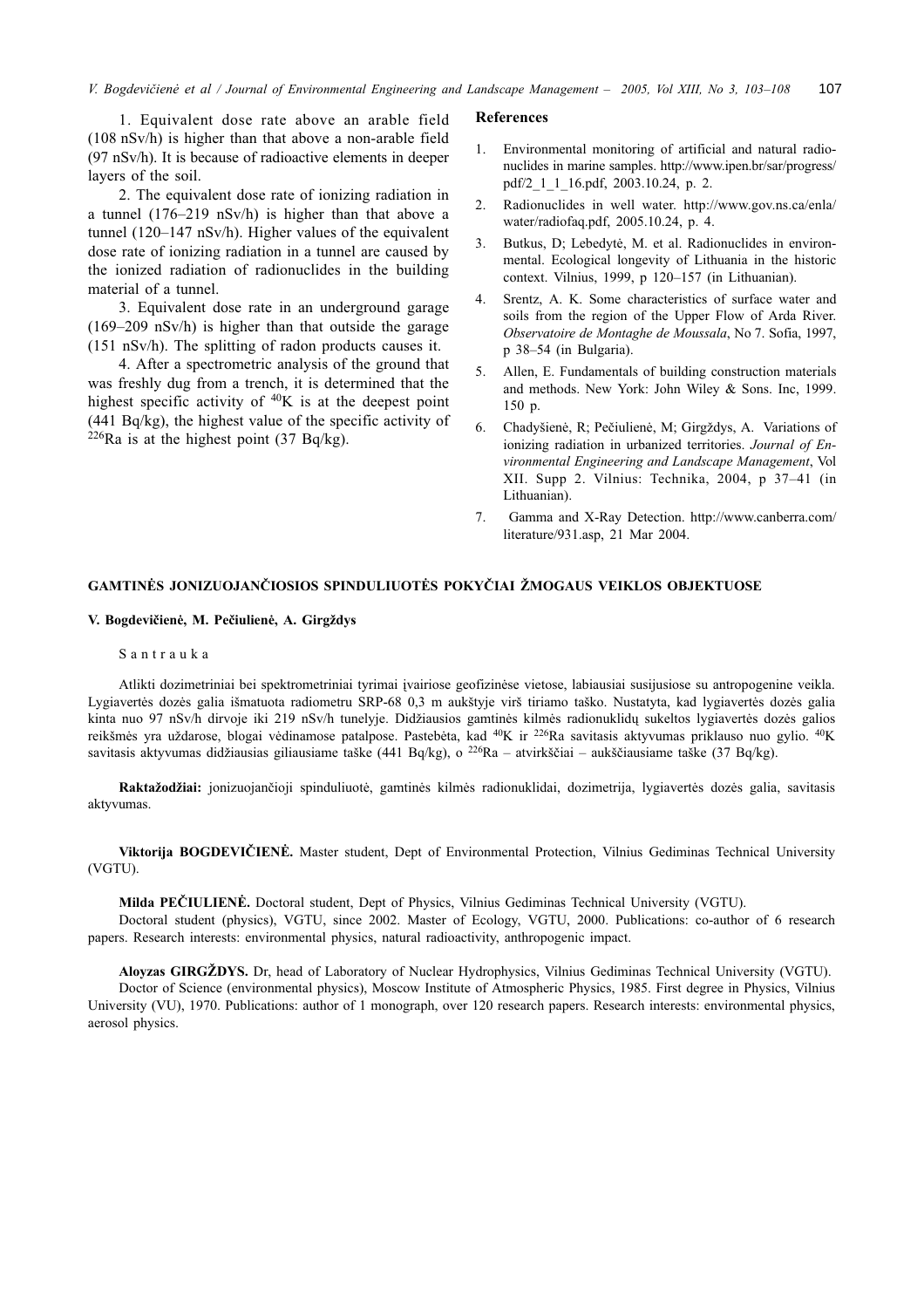1. Equivalent dose rate above an arable field (108 nSv/h) is higher than that above a non-arable field (97 nSv/h). It is because of radioactive elements in deeper layers of the soil.

2. The equivalent dose rate of ionizing radiation in a tunnel (176–219 nSv/h) is higher than that above a tunnel (120–147 nSv/h). Higher values of the equivalent dose rate of ionizing radiation in a tunnel are caused by the ionized radiation of radionuclides in the building material of a tunnel.

3. Equivalent dose rate in an underground garage (169–209 nSv/h) is higher than that outside the garage (151 nSv/h). The splitting of radon products causes it.

4. After a spectrometric analysis of the ground that was freshly dug from a trench, it is determined that the highest specific activity of $^{40}$K is at the deepest point (441 Bq/kg), the highest value of the specific activity of $^{226}$Ra is at the highest point (37 Bq/kg).

## References

1. Environmental monitoring of artificial and natural radionuclides in marine samples. http://www.ipen.br/sar/progress/pdf/2_1_1_16.pdf, 2003.10.24, p. 2.
2. Radionuclides in well water. http://www.gov.ns.ca/enla/water/radiofaq.pdf, 2005.10.24, p. 4.
3. Butkus, D; Lebedytė, M. et al. Radionuclides in environmental. Ecological longevity of Lithuania in the historic context. Vilnius, 1999, p 120–157 (in Lithuanian).
4. Srentz, A. K. Some characteristics of surface water and soils from the region of the Upper Flow of Arda River. *Observatoire de Montaghe de Moussala*, No 7. Sofia, 1997, p 38–54 (in Bulgaria).
5. Allen, E. Fundamentals of building construction materials and methods. New York: John Wiley & Sons. Inc, 1999. 150 p.
6. Chadyšienė, R; Pečiulienė, M; Girgždys, A. Variations of ionizing radiation in urbanized territories. *Journal of Environmental Engineering and Landscape Management*, Vol XII. Supp 2. Vilnius: Technika, 2004, p 37–41 (in Lithuanian).
7. Gamma and X-Ray Detection. http://www.canberra.com/literature/931.asp, 21 Mar 2004.

## GAMTINĖS JONIZUOJANČIOSIOS SPINDULIUOTĖS POKYČIAI ŽMOGAUS VEIKLOS OBJEKTUOSE

**V. Bogdevičienė, M. Pečiulienė, A. Girgždys**

S a n t r a u k a

Atlikti dozimetriniai bei spektrometriniai tyrimai įvairiose geofizinėse vietose, labiausiai susijusiose su antropogenine veikla. Lygiavertės dozės galia išmatuota radiometru SRP-68 0,3 m aukštyje virš tiriamo taško. Nustatyta, kad lygiavertės dozės galia kinta nuo 97 nSv/h dirvoje iki 219 nSv/h tunelyje. Didžiausios gamtinės kilmės radionuklidų sukeltos lygiavertės dozės galios reikšmės yra uždarose, blogai vėdinamose patalpose. Pastebėta, kad $^{40}$K ir $^{226}$Ra savitasis aktyvumas priklauso nuo gylio. $^{40}$K savitasis aktyvumas didžiausias giliausiame taške (441 Bq/kg), o $^{226}$Ra – atvirkščiai – aukščiausiame taške (37 Bq/kg).

**Raktažodžiai:** jonizuojančioji spinduliuotė, gamtinės kilmės radionuklidai, dozimetrija, lygiavertės dozės galia, savitasis aktyvumas.

**Viktorija BOGDEVIČIENĖ.** Master student, Dept of Environmental Protection, Vilnius Gediminas Technical University (VGTU).

**Milda PEČIULIENĖ.** Doctoral student, Dept of Physics, Vilnius Gediminas Technical University (VGTU).

Doctoral student (physics), VGTU, since 2002. Master of Ecology, VGTU, 2000. Publications: co-author of 6 research papers. Research interests: environmental physics, natural radioactivity, anthropogenic impact.

**Aloyzas GIRGŽDYS.** Dr, head of Laboratory of Nuclear Hydrophysics, Vilnius Gediminas Technical University (VGTU).

Doctor of Science (environmental physics), Moscow Institute of Atmospheric Physics, 1985. First degree in Physics, Vilnius University (VU), 1970. Publications: author of 1 monograph, over 120 research papers. Research interests: environmental physics, aerosol physics.